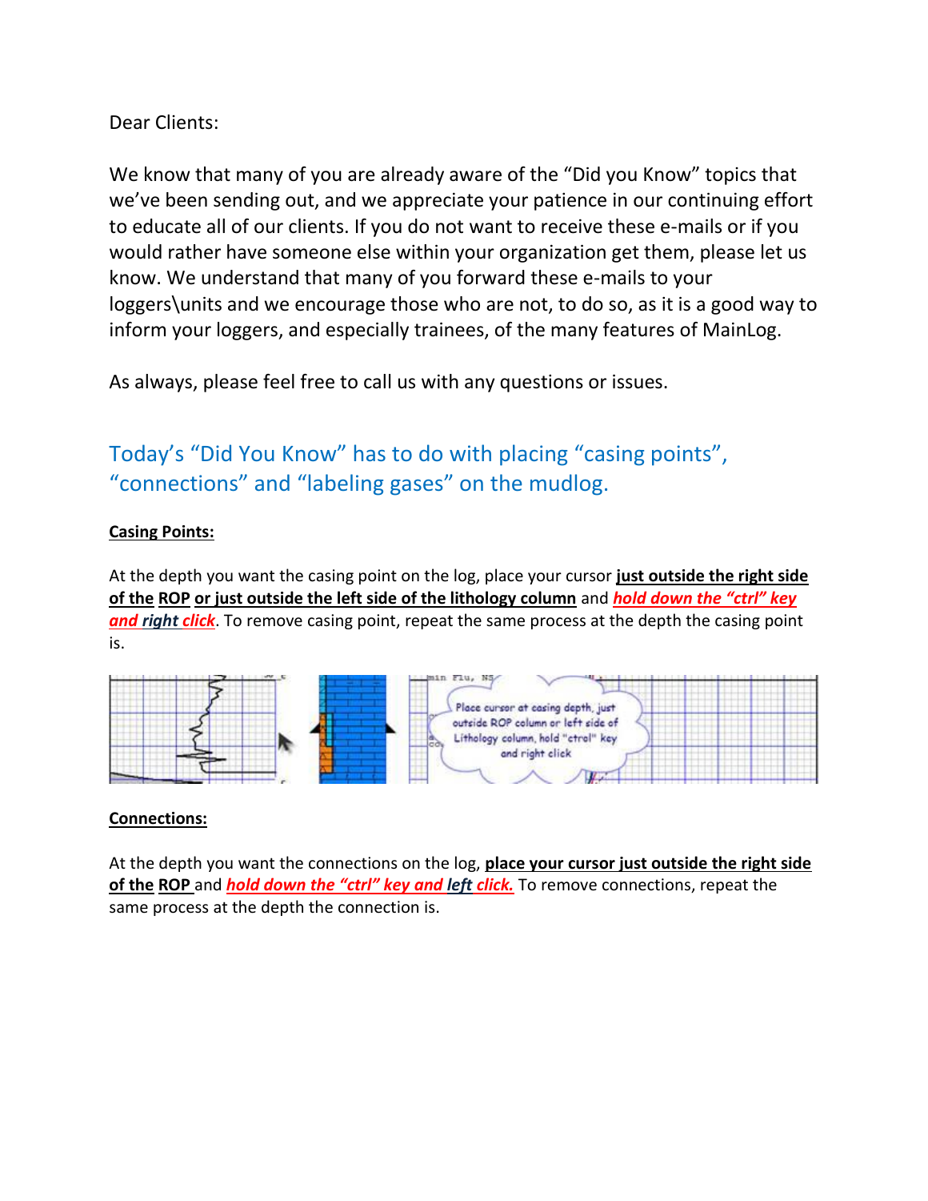Dear Clients:

We know that many of you are already aware of the “Did you Know” topics that we’ve been sending out, and we appreciate your patience in our continuing effort to educate all of our clients. If you do not want to receive these e-mails or if you would rather have someone else within your organization get them, please let us know. We understand that many of you forward these e-mails to your loggers\units and we encourage those who are not, to do so, as it is a good way to inform your loggers, and especially trainees, of the many features of MainLog.

As always, please feel free to call us with any questions or issues.

## Today’s “Did You Know” has to do with placing “casing points”, “connections” and “labeling gases” on the mudlog.

**Casing Points:**

At the depth you want the casing point on the log, place your cursor **just outside the right side of the ROP or just outside the left side of the lithology column** and ***hold down the “ctrl” key and right click***. To remove casing point, repeat the same process at the depth the casing point is.

**Connections:**

At the depth you want the connections on the log, **place your cursor just outside the right side of the ROP** and ***hold down the “ctrl” key and left click.*** To remove connections, repeat the same process at the depth the connection is.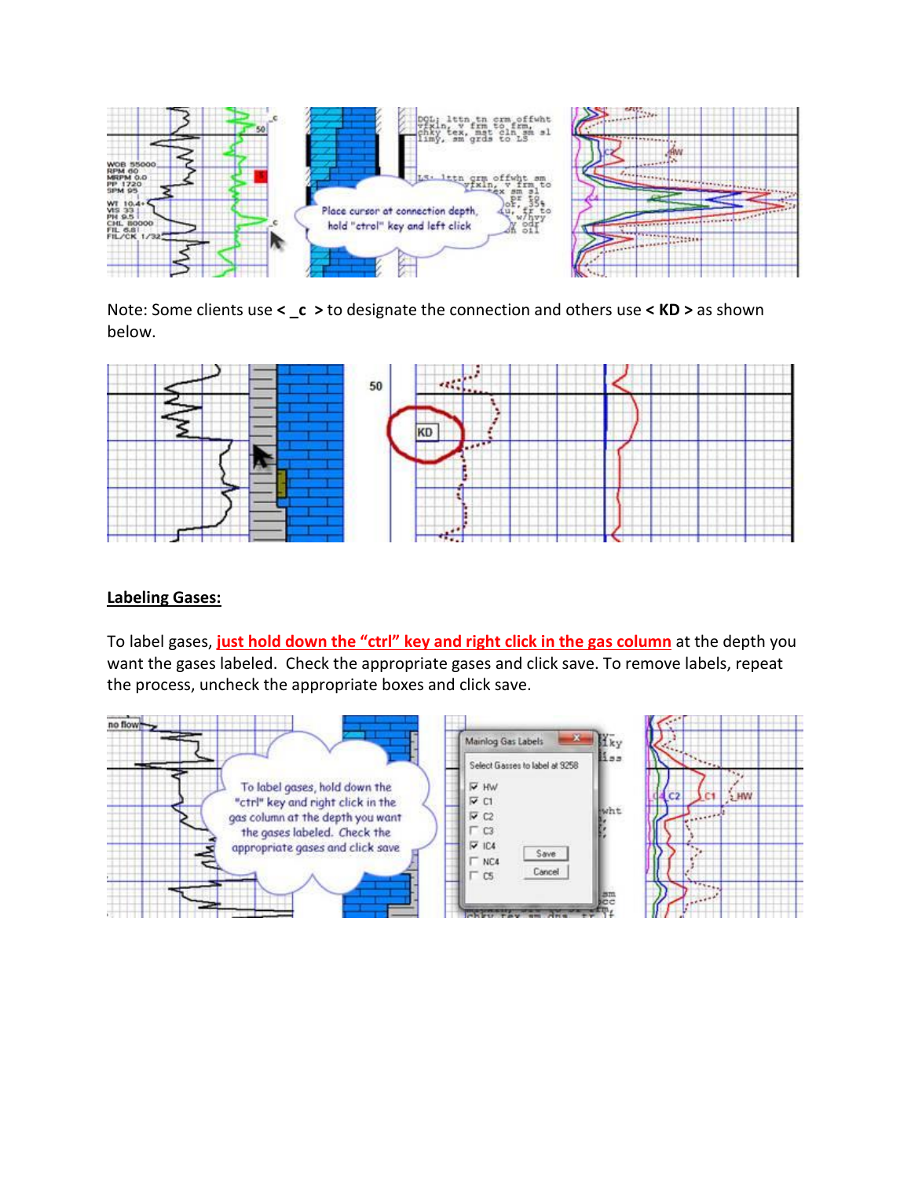Note: Some clients use **< _c >** to designate the connection and others use **< KD >** as shown below.

**Labeling Gases:**

To label gases, **just hold down the "ctrl" key and right click in the gas column** at the depth you want the gases labeled. Check the appropriate gases and click save. To remove labels, repeat the process, uncheck the appropriate boxes and click save.